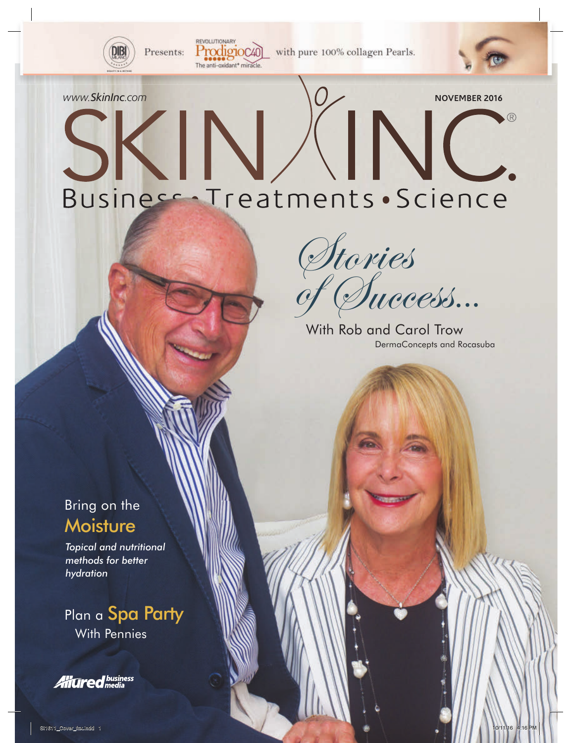DIBI Milano Presents: REVOLUTIONARY Prodigio C40 The anti-oxidant* miracle. with pure 100% collagen Pearls.

www.SkinInc.com

NOVEMBER 2016

# SKIN INC.

Business • Treatments • Science

## *Stories of Success...*

With Rob and Carol Trow

DermaConcepts and Rocasuba

## Bring on the Moisture

*Topical and nutritional methods for better hydration*

## Plan a Spa Party With Pennies

Allured business media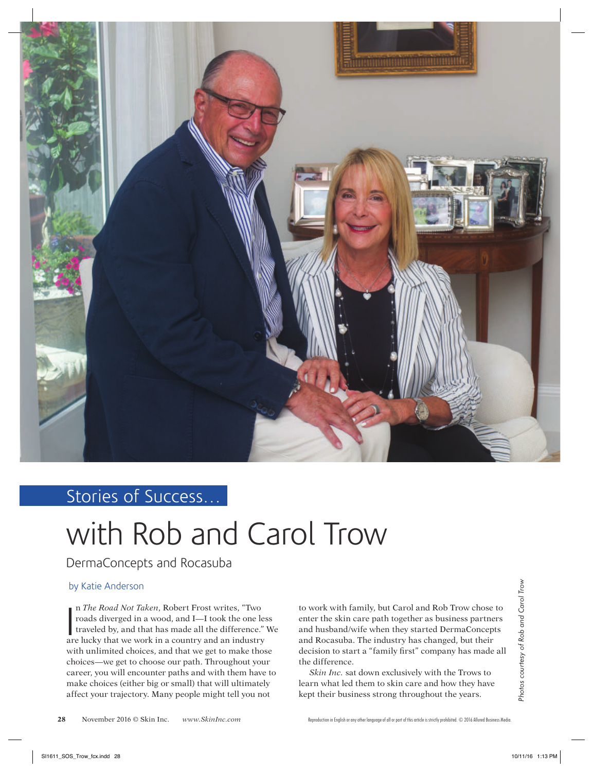Stories of Success…

# with Rob and Carol Trow

## DermaConcepts and Rocasuba

by Katie Anderson

In *The Road Not Taken*, Robert Frost writes, "Two roads diverged in a wood, and I—I took the one less traveled by, and that has made all the difference." We are lucky that we work in a country and an industry with unlimited choices, and that we get to make those choices—we get to choose our path. Throughout your career, you will encounter paths and with them have to make choices (either big or small) that will ultimately affect your trajectory. Many people might tell you not to work with family, but Carol and Rob Trow chose to enter the skin care path together as business partners and husband/wife when they started DermaConcepts and Rocasuba. The industry has changed, but their decision to start a "family first" company has made all the difference.

*Skin Inc.* sat down exclusively with the Trows to learn what led them to skin care and how they have kept their business strong throughout the years.

*Photos courtesy of Rob and Carol Trow*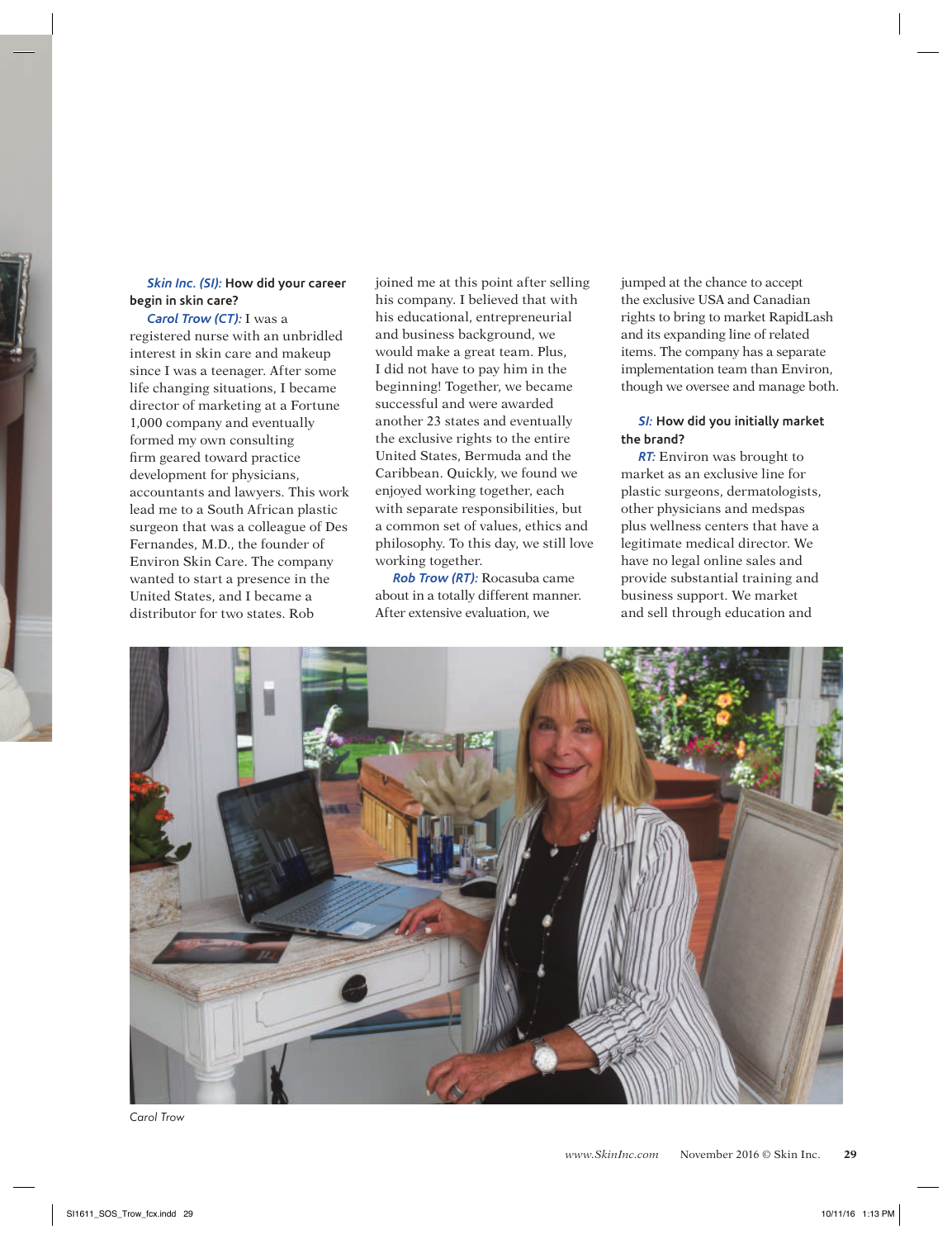***Skin Inc. (SI):*** **How did your career begin in skin care?**

***Carol Trow (CT):*** I was a registered nurse with an unbridled interest in skin care and makeup since I was a teenager. After some life changing situations, I became director of marketing at a Fortune 1,000 company and eventually formed my own consulting firm geared toward practice development for physicians, accountants and lawyers. This work lead me to a South African plastic surgeon that was a colleague of Des Fernandes, M.D., the founder of Environ Skin Care. The company wanted to start a presence in the United States, and I became a distributor for two states. Rob joined me at this point after selling his company. I believed that with his educational, entrepreneurial and business background, we would make a great team. Plus, I did not have to pay him in the beginning! Together, we became successful and were awarded another 23 states and eventually the exclusive rights to the entire United States, Bermuda and the Caribbean. Quickly, we found we enjoyed working together, each with separate responsibilities, but a common set of values, ethics and philosophy. To this day, we still love working together.

***Rob Trow (RT):*** Rocasuba came about in a totally different manner. After extensive evaluation, we jumped at the chance to accept the exclusive USA and Canadian rights to bring to market RapidLash and its expanding line of related items. The company has a separate implementation team than Environ, though we oversee and manage both.

***SI:*** **How did you initially market the brand?**

***RT:*** Environ was brought to market as an exclusive line for plastic surgeons, dermatologists, other physicians and medspas plus wellness centers that have a legitimate medical director. We have no legal online sales and provide substantial training and business support. We market and sell through education and

*Carol Trow*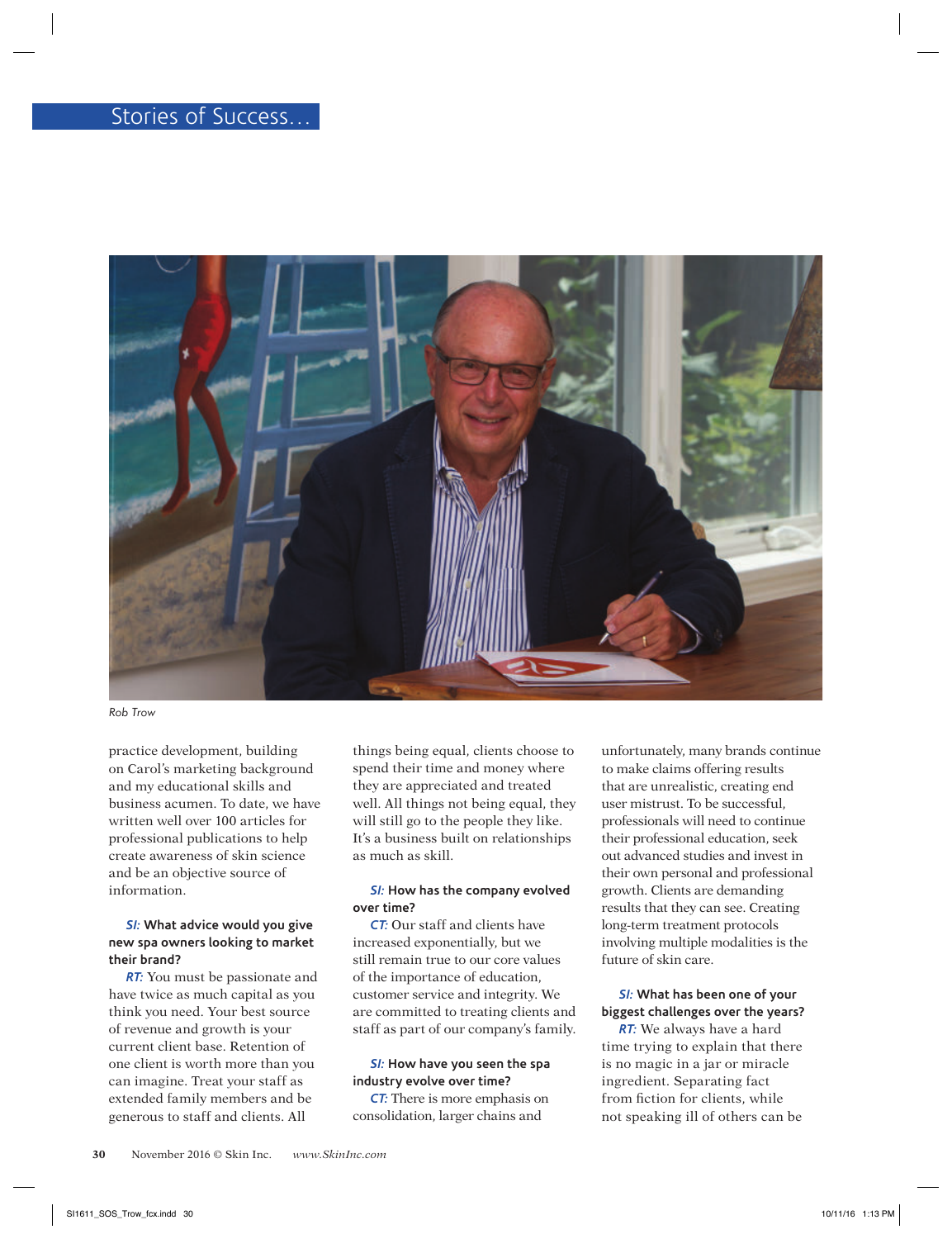Rob Trow

practice development, building on Carol's marketing background and my educational skills and business acumen. To date, we have written well over 100 articles for professional publications to help create awareness of skin science and be an objective source of information.

***SI:* What advice would you give new spa owners looking to market their brand?**

***RT:*** You must be passionate and have twice as much capital as you think you need. Your best source of revenue and growth is your current client base. Retention of one client is worth more than you can imagine. Treat your staff as extended family members and be generous to staff and clients. All things being equal, clients choose to spend their time and money where they are appreciated and treated well. All things not being equal, they will still go to the people they like. It's a business built on relationships as much as skill.

***SI:* How has the company evolved over time?**

***CT:*** Our staff and clients have increased exponentially, but we still remain true to our core values of the importance of education, customer service and integrity. We are committed to treating clients and staff as part of our company's family.

***SI:* How have you seen the spa industry evolve over time?**

***CT:*** There is more emphasis on consolidation, larger chains and unfortunately, many brands continue to make claims offering results that are unrealistic, creating end user mistrust. To be successful, professionals will need to continue their professional education, seek out advanced studies and invest in their own personal and professional growth. Clients are demanding results that they can see. Creating long-term treatment protocols involving multiple modalities is the future of skin care.

***SI:* What has been one of your biggest challenges over the years?**

***RT:*** We always have a hard time trying to explain that there is no magic in a jar or miracle ingredient. Separating fact from fiction for clients, while not speaking ill of others can be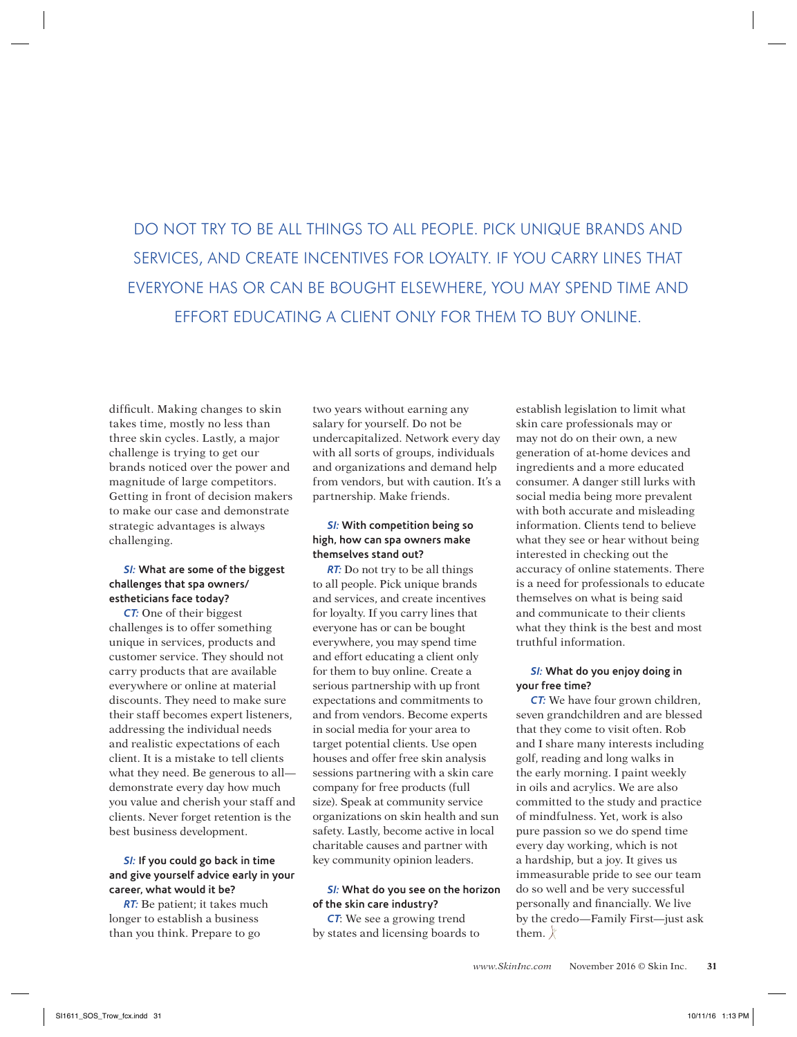DO NOT TRY TO BE ALL THINGS TO ALL PEOPLE. PICK UNIQUE BRANDS AND SERVICES, AND CREATE INCENTIVES FOR LOYALTY. IF YOU CARRY LINES THAT EVERYONE HAS OR CAN BE BOUGHT ELSEWHERE, YOU MAY SPEND TIME AND EFFORT EDUCATING A CLIENT ONLY FOR THEM TO BUY ONLINE.

difficult. Making changes to skin takes time, mostly no less than three skin cycles. Lastly, a major challenge is trying to get our brands noticed over the power and magnitude of large competitors. Getting in front of decision makers to make our case and demonstrate strategic advantages is always challenging.

***SI:* What are some of the biggest challenges that spa owners/estheticians face today?**

***CT:*** One of their biggest challenges is to offer something unique in services, products and customer service. They should not carry products that are available everywhere or online at material discounts. They need to make sure their staff becomes expert listeners, addressing the individual needs and realistic expectations of each client. It is a mistake to tell clients what they need. Be generous to all—demonstrate every day how much you value and cherish your staff and clients. Never forget retention is the best business development.

***SI:* If you could go back in time and give yourself advice early in your career, what would it be?**

***RT:*** Be patient; it takes much longer to establish a business than you think. Prepare to go two years without earning any salary for yourself. Do not be undercapitalized. Network every day with all sorts of groups, individuals and organizations and demand help from vendors, but with caution. It's a partnership. Make friends.

***SI:* With competition being so high, how can spa owners make themselves stand out?**

***RT:*** Do not try to be all things to all people. Pick unique brands and services, and create incentives for loyalty. If you carry lines that everyone has or can be bought everywhere, you may spend time and effort educating a client only for them to buy online. Create a serious partnership with up front expectations and commitments to and from vendors. Become experts in social media for your area to target potential clients. Use open houses and offer free skin analysis sessions partnering with a skin care company for free products (full size). Speak at community service organizations on skin health and sun safety. Lastly, become active in local charitable causes and partner with key community opinion leaders.

***SI:* What do you see on the horizon of the skin care industry?**

***CT:*** We see a growing trend by states and licensing boards to establish legislation to limit what skin care professionals may or may not do on their own, a new generation of at-home devices and ingredients and a more educated consumer. A danger still lurks with social media being more prevalent with both accurate and misleading information. Clients tend to believe what they see or hear without being interested in checking out the accuracy of online statements. There is a need for professionals to educate themselves on what is being said and communicate to their clients what they think is the best and most truthful information.

***SI:* What do you enjoy doing in your free time?**

***CT:*** We have four grown children, seven grandchildren and are blessed that they come to visit often. Rob and I share many interests including golf, reading and long walks in the early morning. I paint weekly in oils and acrylics. We are also committed to the study and practice of mindfulness. Yet, work is also pure passion so we do spend time every day working, which is not a hardship, but a joy. It gives us immeasurable pride to see our team do so well and be very successful personally and financially. We live by the credo—Family First—just ask them.